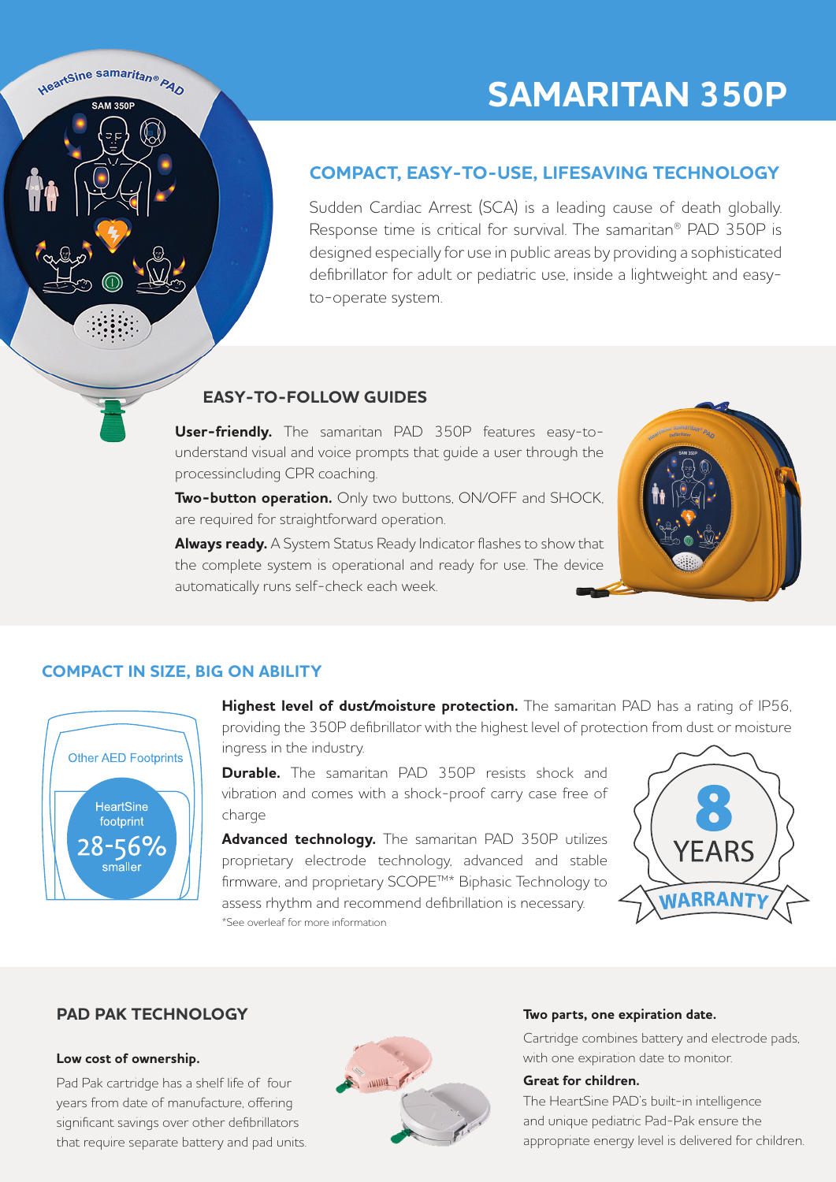# SAMARITAN 350P

## COMPACT, EASY-TO-USE, LIFESAVING TECHNOLOGY

Sudden Cardiac Arrest (SCA) is a leading cause of death globally. Response time is critical for survival. The samaritan® PAD 350P is designed especially for use in public areas by providing a sophisticated defibrillator for adult or pediatric use, inside a lightweight and easy-to-operate system.

### EASY-TO-FOLLOW GUIDES

**User-friendly.** The samaritan PAD 350P features easy-to-understand visual and voice prompts that guide a user through the processincluding CPR coaching.

**Two-button operation.** Only two buttons, ON/OFF and SHOCK, are required for straightforward operation.

**Always ready.** A System Status Ready Indicator flashes to show that the complete system is operational and ready for use. The device automatically runs self-check each week.

## COMPACT IN SIZE, BIG ON ABILITY

Other AED Footprints

HeartSine footprint 28-56% smaller

**Highest level of dust/moisture protection.** The samaritan PAD has a rating of IP56, providing the 350P defibrillator with the highest level of protection from dust or moisture ingress in the industry.

**Durable.** The samaritan PAD 350P resists shock and vibration and comes with a shock-proof carry case free of charge

**Advanced technology.** The samaritan PAD 350P utilizes proprietary electrode technology, advanced and stable firmware, and proprietary SCOPE™* Biphasic Technology to assess rhythm and recommend defibrillation is necessary.

*See overleaf for more information

8 YEARS WARRANTY

### PAD PAK TECHNOLOGY

**Low cost of ownership.**

Pad Pak cartridge has a shelf life of four years from date of manufacture, offering significant savings over other defibrillators that require separate battery and pad units.

**Two parts, one expiration date.**

Cartridge combines battery and electrode pads, with one expiration date to monitor.

**Great for children.**

The HeartSine PAD's built-in intelligence and unique pediatric Pad-Pak ensure the appropriate energy level is delivered for children.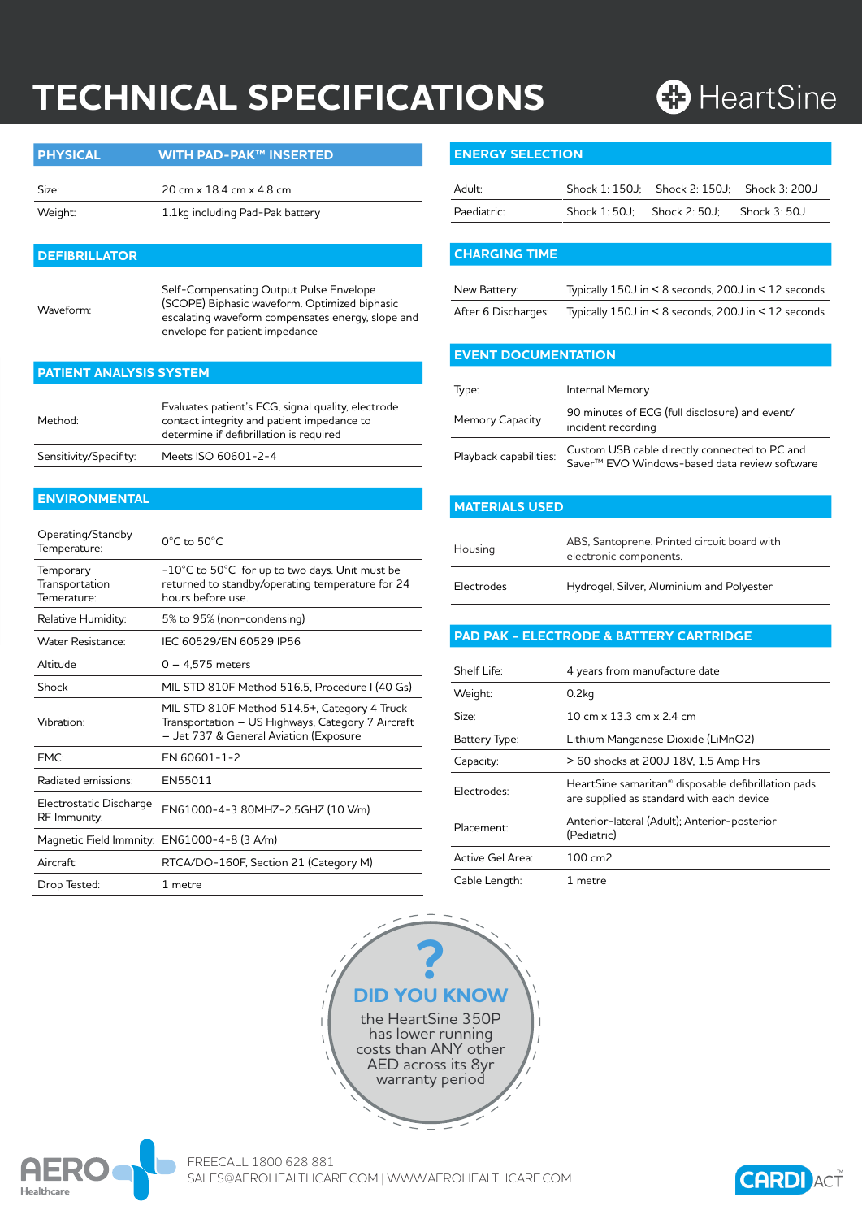# TECHNICAL SPECIFICATIONS

HeartSine

## PHYSICAL — WITH PAD-PAK™ INSERTED

| | |
|---|---|
| Size: | 20 cm x 18.4 cm x 4.8 cm |
| Weight: | 1.1kg including Pad-Pak battery |

## DEFIBRILLATOR

| | |
|---|---|
| Waveform: | Self-Compensating Output Pulse Envelope (SCOPE) Biphasic waveform. Optimized biphasic escalating waveform compensates energy, slope and envelope for patient impedance |

## PATIENT ANALYSIS SYSTEM

| | |
|---|---|
| Method: | Evaluates patient's ECG, signal quality, electrode contact integrity and patient impedance to determine if defibrillation is required |
| Sensitivity/Specifity: | Meets ISO 60601-2-4 |

## ENVIRONMENTAL

| | |
|---|---|
| Operating/Standby Temperature: | 0°C to 50°C |
| Temporary Transportation Temerature: | -10°C to 50°C for up to two days. Unit must be returned to standby/operating temperature for 24 hours before use. |
| Relative Humidity: | 5% to 95% (non-condensing) |
| Water Resistance: | IEC 60529/EN 60529 IP56 |
| Altitude | 0 – 4,575 meters |
| Shock | MIL STD 810F Method 516.5, Procedure I (40 Gs) |
| Vibration: | MIL STD 810F Method 514.5+, Category 4 Truck Transportation – US Highways, Category 7 Aircraft – Jet 737 & General Aviation (Exposure |
| EMC: | EN 60601-1-2 |
| Radiated emissions: | EN55011 |
| Electrostatic Discharge RF Immunity: | EN61000-4-3 80MHZ-2.5GHZ (10 V/m) |
| Magnetic Field Immnity: | EN61000-4-8 (3 A/m) |
| Aircraft: | RTCA/DO-160F, Section 21 (Category M) |
| Drop Tested: | 1 metre |

## ENERGY SELECTION

| | | | |
|---|---|---|---|
| Adult: | Shock 1: 150J; | Shock 2: 150J; | Shock 3: 200J |
| Paediatric: | Shock 1: 50J; | Shock 2: 50J; | Shock 3: 50J |

## CHARGING TIME

| | |
|---|---|
| New Battery: | Typically 150J in < 8 seconds, 200J in < 12 seconds |
| After 6 Discharges: | Typically 150J in < 8 seconds, 200J in < 12 seconds |

## EVENT DOCUMENTATION

| | |
|---|---|
| Type: | Internal Memory |
| Memory Capacity | 90 minutes of ECG (full disclosure) and event/ incident recording |
| Playback capabilities: | Custom USB cable directly connected to PC and Saver™ EVO Windows-based data review software |

## MATERIALS USED

| | |
|---|---|
| Housing | ABS, Santoprene. Printed circuit board with electronic components. |
| Electrodes | Hydrogel, Silver, Aluminium and Polyester |

## PAD PAK - ELECTRODE & BATTERY CARTRIDGE

| | |
|---|---|
| Shelf Life: | 4 years from manufacture date |
| Weight: | 0.2kg |
| Size: | 10 cm x 13.3 cm x 2.4 cm |
| Battery Type: | Lithium Manganese Dioxide ($LiMnO_2$) |
| Capacity: | > 60 shocks at 200J 18V, 1.5 Amp Hrs |
| Electrodes: | HeartSine samaritan® disposable defibrillation pads are supplied as standard with each device |
| Placement: | Anterior-lateral (Adult); Anterior-posterior (Pediatric) |
| Active Gel Area: | 100 cm2 |
| Cable Length: | 1 metre |

**DID YOU KNOW**

the HeartSine 350P has lower running costs than ANY other AED across its 8yr warranty period

AERO Healthcare

FREECALL 1800 628 881
SALES@AEROHEALTHCARE.COM | WWW.AEROHEALTHCARE.COM

CARDIACT™